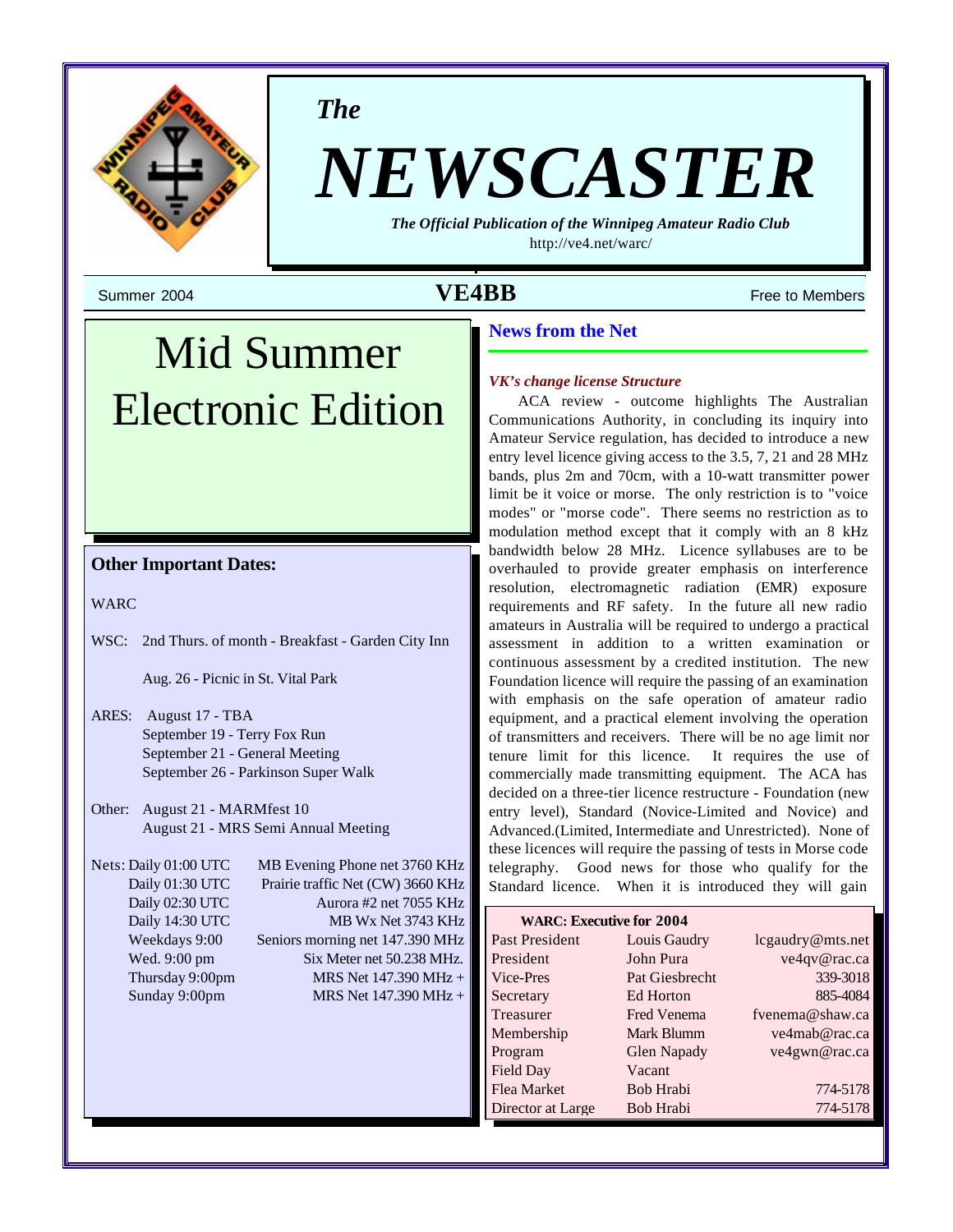*The*

# NEWSCASTER

***The Official Publication of the Winnipeg Amateur Radio Club***

http://ve4.net/warc/

Summer 2004 **VE4BB** Free to Members

# Mid Summer Electronic Edition

## Other Important Dates:

WARC

WSC: 2nd Thurs. of month - Breakfast - Garden City Inn

Aug. 26 - Picnic in St. Vital Park

ARES: August 17 - TBA
September 19 - Terry Fox Run
September 21 - General Meeting
September 26 - Parkinson Super Walk

Other: August 21 - MARMfest 10
August 21 - MRS Semi Annual Meeting

| Nets: | |
|---|---|
| Daily 01:00 UTC | MB Evening Phone net 3760 KHz |
| Daily 01:30 UTC | Prairie traffic Net (CW) 3660 KHz |
| Daily 02:30 UTC | Aurora #2 net 7055 KHz |
| Daily 14:30 UTC | MB Wx Net 3743 KHz |
| Weekdays 9:00 | Seniors morning net 147.390 MHz |
| Wed. 9:00 pm | Six Meter net 50.238 MHz. |
| Thursday 9:00pm | MRS Net 147.390 MHz + |
| Sunday 9:00pm | MRS Net 147.390 MHz + |

## News from the Net

***VK's change license Structure***

ACA review - outcome highlights The Australian Communications Authority, in concluding its inquiry into Amateur Service regulation, has decided to introduce a new entry level licence giving access to the 3.5, 7, 21 and 28 MHz bands, plus 2m and 70cm, with a 10-watt transmitter power limit be it voice or morse. The only restriction is to "voice modes" or "morse code". There seems no restriction as to modulation method except that it comply with an 8 kHz bandwidth below 28 MHz. Licence syllabuses are to be overhauled to provide greater emphasis on interference resolution, electromagnetic radiation (EMR) exposure requirements and RF safety. In the future all new radio amateurs in Australia will be required to undergo a practical assessment in addition to a written examination or continuous assessment by a credited institution. The new Foundation licence will require the passing of an examination with emphasis on the safe operation of amateur radio equipment, and a practical element involving the operation of transmitters and receivers. There will be no age limit nor tenure limit for this licence. It requires the use of commercially made transmitting equipment. The ACA has decided on a three-tier licence restructure - Foundation (new entry level), Standard (Novice-Limited and Novice) and Advanced.(Limited, Intermediate and Unrestricted). None of these licences will require the passing of tests in Morse code telegraphy. Good news for those who qualify for the Standard licence. When it is introduced they will gain

| **WARC: Executive for 2004** | | |
|---|---|---|
| Past President | Louis Gaudry | lcgaudry@mts.net |
| President | John Pura | ve4qv@rac.ca |
| Vice-Pres | Pat Giesbrecht | 339-3018 |
| Secretary | Ed Horton | 885-4084 |
| Treasurer | Fred Venema | fvenema@shaw.ca |
| Membership | Mark Blumm | ve4mab@rac.ca |
| Program | Glen Napady | ve4gwn@rac.ca |
| Field Day | Vacant | |
| Flea Market | Bob Hrabi | 774-5178 |
| Director at Large | Bob Hrabi | 774-5178 |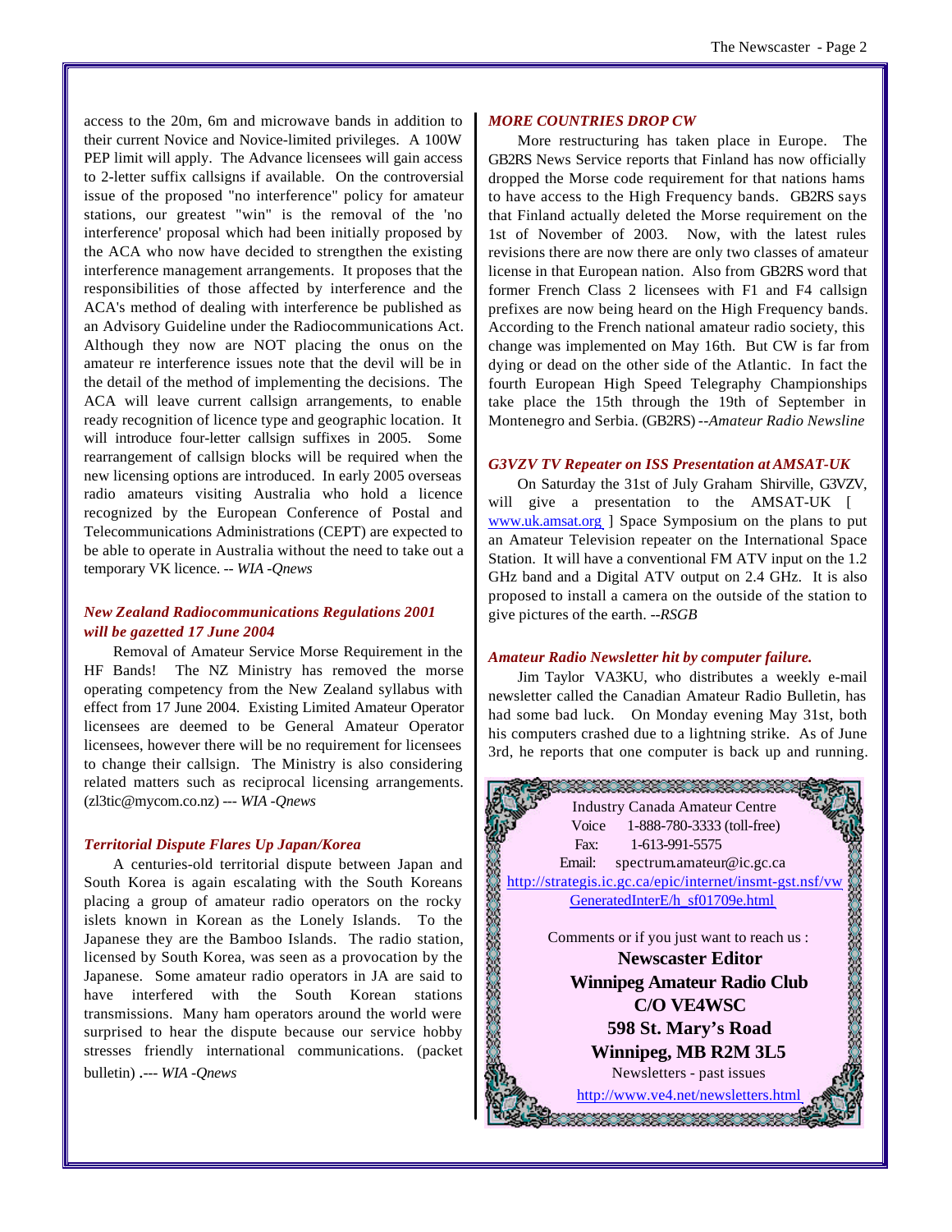access to the 20m, 6m and microwave bands in addition to their current Novice and Novice-limited privileges. A 100W PEP limit will apply. The Advance licensees will gain access to 2-letter suffix callsigns if available. On the controversial issue of the proposed "no interference" policy for amateur stations, our greatest "win" is the removal of the 'no interference' proposal which had been initially proposed by the ACA who now have decided to strengthen the existing interference management arrangements. It proposes that the responsibilities of those affected by interference and the ACA's method of dealing with interference be published as an Advisory Guideline under the Radiocommunications Act. Although they now are NOT placing the onus on the amateur re interference issues note that the devil will be in the detail of the method of implementing the decisions. The ACA will leave current callsign arrangements, to enable ready recognition of licence type and geographic location. It will introduce four-letter callsign suffixes in 2005. Some rearrangement of callsign blocks will be required when the new licensing options are introduced. In early 2005 overseas radio amateurs visiting Australia who hold a licence recognized by the European Conference of Postal and Telecommunications Administrations (CEPT) are expected to be able to operate in Australia without the need to take out a temporary VK licence. -- *WIA -Qnews*

### *New Zealand Radiocommunications Regulations 2001 will be gazetted 17 June 2004*

Removal of Amateur Service Morse Requirement in the HF Bands! The NZ Ministry has removed the morse operating competency from the New Zealand syllabus with effect from 17 June 2004. Existing Limited Amateur Operator licensees are deemed to be General Amateur Operator licensees, however there will be no requirement for licensees to change their callsign. The Ministry is also considering related matters such as reciprocal licensing arrangements. (zl3tic@mycom.co.nz) --- *WIA -Qnews*

### *Territorial Dispute Flares Up Japan/Korea*

A centuries-old territorial dispute between Japan and South Korea is again escalating with the South Koreans placing a group of amateur radio operators on the rocky islets known in Korean as the Lonely Islands. To the Japanese they are the Bamboo Islands. The radio station, licensed by South Korea, was seen as a provocation by the Japanese. Some amateur radio operators in JA are said to have interfered with the South Korean stations transmissions. Many ham operators around the world were surprised to hear the dispute because our service hobby stresses friendly international communications. (packet bulletin) .--- *WIA -Qnews*

### *MORE COUNTRIES DROP CW*

More restructuring has taken place in Europe. The GB2RS News Service reports that Finland has now officially dropped the Morse code requirement for that nations hams to have access to the High Frequency bands. GB2RS says that Finland actually deleted the Morse requirement on the 1st of November of 2003. Now, with the latest rules revisions there are now there are only two classes of amateur license in that European nation. Also from GB2RS word that former French Class 2 licensees with F1 and F4 callsign prefixes are now being heard on the High Frequency bands. According to the French national amateur radio society, this change was implemented on May 16th. But CW is far from dying or dead on the other side of the Atlantic. In fact the fourth European High Speed Telegraphy Championships take place the 15th through the 19th of September in Montenegro and Serbia. (GB2RS) --*Amateur Radio Newsline*

### *G3VZV TV Repeater on ISS Presentation at AMSAT-UK*

On Saturday the 31st of July Graham Shirville, G3VZV, will give a presentation to the AMSAT-UK [ www.uk.amsat.org ] Space Symposium on the plans to put an Amateur Television repeater on the International Space Station. It will have a conventional FM ATV input on the 1.2 GHz band and a Digital ATV output on 2.4 GHz. It is also proposed to install a camera on the outside of the station to give pictures of the earth. --*RSGB*

### *Amateur Radio Newsletter hit by computer failure.*

Jim Taylor VA3KU, who distributes a weekly e-mail newsletter called the Canadian Amateur Radio Bulletin, has had some bad luck. On Monday evening May 31st, both his computers crashed due to a lightning strike. As of June 3rd, he reports that one computer is back up and running.

Industry Canada Amateur Centre
Voice 1-888-780-3333 (toll-free)
Fax: 1-613-991-5575
Email: spectrum.amateur@ic.gc.ca
http://strategis.ic.gc.ca/epic/internet/insmt-gst.nsf/vwGeneratedInterE/h_sf01709e.html

Comments or if you just want to reach us :

**Newscaster Editor**
**Winnipeg Amateur Radio Club**
**C/O VE4WSC**
**598 St. Mary's Road**
**Winnipeg, MB R2M 3L5**

Newsletters - past issues
http://www.ve4.net/newsletters.html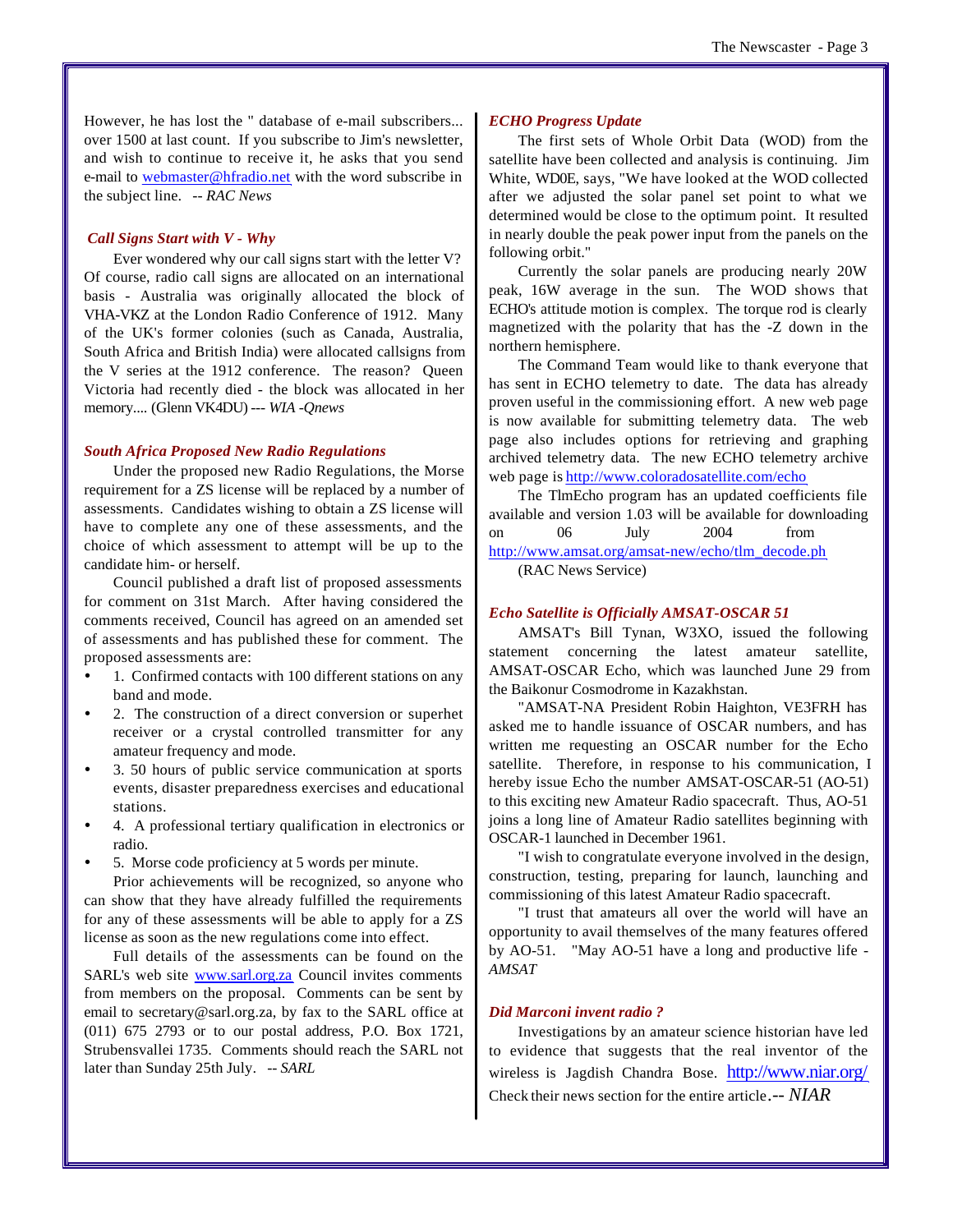However, he has lost the " database of e-mail subscribers... over 1500 at last count. If you subscribe to Jim's newsletter, and wish to continue to receive it, he asks that you send e-mail to webmaster@hfradio.net with the word subscribe in the subject line. -- *RAC News*

### *Call Signs Start with V - Why*

Ever wondered why our call signs start with the letter V? Of course, radio call signs are allocated on an international basis - Australia was originally allocated the block of VHA-VKZ at the London Radio Conference of 1912. Many of the UK's former colonies (such as Canada, Australia, South Africa and British India) were allocated callsigns from the V series at the 1912 conference. The reason? Queen Victoria had recently died - the block was allocated in her memory.... (Glenn VK4DU) --- *WIA -Qnews*

### *South Africa Proposed New Radio Regulations*

Under the proposed new Radio Regulations, the Morse requirement for a ZS license will be replaced by a number of assessments. Candidates wishing to obtain a ZS license will have to complete any one of these assessments, and the choice of which assessment to attempt will be up to the candidate him- or herself.

Council published a draft list of proposed assessments for comment on 31st March. After having considered the comments received, Council has agreed on an amended set of assessments and has published these for comment. The proposed assessments are:

- 1. Confirmed contacts with 100 different stations on any band and mode.
- 2. The construction of a direct conversion or superhet receiver or a crystal controlled transmitter for any amateur frequency and mode.
- 3. 50 hours of public service communication at sports events, disaster preparedness exercises and educational stations.
- 4. A professional tertiary qualification in electronics or radio.
- 5. Morse code proficiency at 5 words per minute.

Prior achievements will be recognized, so anyone who can show that they have already fulfilled the requirements for any of these assessments will be able to apply for a ZS license as soon as the new regulations come into effect.

Full details of the assessments can be found on the SARL's web site www.sarl.org.za Council invites comments from members on the proposal. Comments can be sent by email to secretary@sarl.org.za, by fax to the SARL office at (011) 675 2793 or to our postal address, P.O. Box 1721, Strubensvallei 1735. Comments should reach the SARL not later than Sunday 25th July. -- *SARL*

### *ECHO Progress Update*

The first sets of Whole Orbit Data (WOD) from the satellite have been collected and analysis is continuing. Jim White, WD0E, says, "We have looked at the WOD collected after we adjusted the solar panel set point to what we determined would be close to the optimum point. It resulted in nearly double the peak power input from the panels on the following orbit."

Currently the solar panels are producing nearly 20W peak, 16W average in the sun. The WOD shows that ECHO's attitude motion is complex. The torque rod is clearly magnetized with the polarity that has the -Z down in the northern hemisphere.

The Command Team would like to thank everyone that has sent in ECHO telemetry to date. The data has already proven useful in the commissioning effort. A new web page is now available for submitting telemetry data. The web page also includes options for retrieving and graphing archived telemetry data. The new ECHO telemetry archive web page is http://www.coloradosatellite.com/echo

The TlmEcho program has an updated coefficients file available and version 1.03 will be available for downloading on 06 July 2004 from http://www.amsat.org/amsat-new/echo/tlm_decode.ph

(RAC News Service)

### *Echo Satellite is Officially AMSAT-OSCAR 51*

AMSAT's Bill Tynan, W3XO, issued the following statement concerning the latest amateur satellite, AMSAT-OSCAR Echo, which was launched June 29 from the Baikonur Cosmodrome in Kazakhstan.

"AMSAT-NA President Robin Haighton, VE3FRH has asked me to handle issuance of OSCAR numbers, and has written me requesting an OSCAR number for the Echo satellite. Therefore, in response to his communication, I hereby issue Echo the number AMSAT-OSCAR-51 (AO-51) to this exciting new Amateur Radio spacecraft. Thus, AO-51 joins a long line of Amateur Radio satellites beginning with OSCAR-1 launched in December 1961.

"I wish to congratulate everyone involved in the design, construction, testing, preparing for launch, launching and commissioning of this latest Amateur Radio spacecraft.

"I trust that amateurs all over the world will have an opportunity to avail themselves of the many features offered by AO-51. "May AO-51 have a long and productive life - *AMSAT*

### *Did Marconi invent radio ?*

Investigations by an amateur science historian have led to evidence that suggests that the real inventor of the wireless is Jagdish Chandra Bose. http://www.niar.org/ Check their news section for the entire article.-- *NIAR*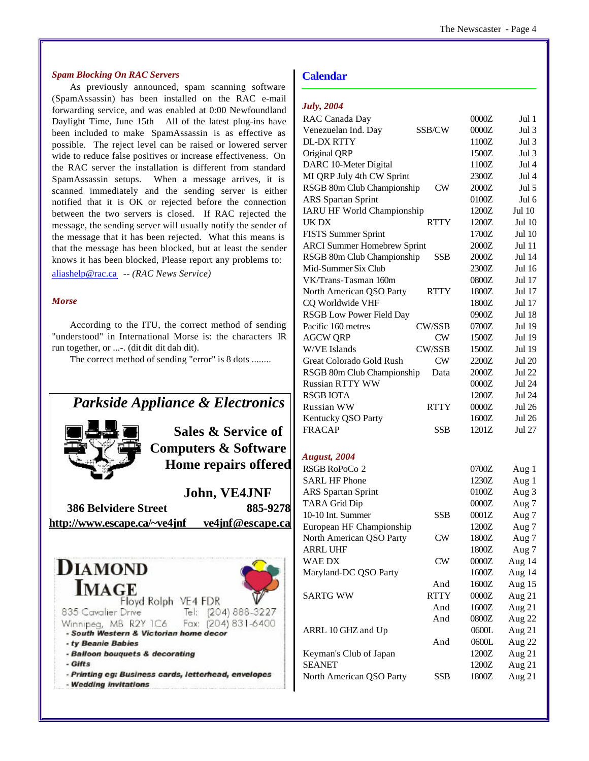### *Spam Blocking On RAC Servers*

As previously announced, spam scanning software (SpamAssassin) has been installed on the RAC e-mail forwarding service, and was enabled at 0:00 Newfoundland Daylight Time, June 15th All of the latest plug-ins have been included to make SpamAssassin is as effective as possible. The reject level can be raised or lowered server wide to reduce false positives or increase effectiveness. On the RAC server the installation is different from standard SpamAssassin setups. When a message arrives, it is scanned immediately and the sending server is either notified that it is OK or rejected before the connection between the two servers is closed. If RAC rejected the message, the sending server will usually notify the sender of the message that it has been rejected. What this means is that the message has been blocked, but at least the sender knows it has been blocked, Please report any problems to: aliashelp@rac.ca -- *(RAC News Service)*

### *Morse*

According to the ITU, the correct method of sending "understood" in International Morse is: the characters IR run together, or ...-. (dit dit dit dah dit).

The correct method of sending "error" is 8 dots ........

**Parkside Appliance & Electronics**

**Sales & Service of Computers & Software**
**Home repairs offered**

**John, VE4JNF**
**386 Belvidere Street** **885-9278**
**http://www.escape.ca/~ve4jnf** **ve4jnf@escape.ca**

**DIAMOND IMAGE**
Floyd Rolph VE4 FDR
835 Cavalier Drive Tel: (204) 888-3227
Winnipeg, MB R2Y 1C6 Fax: (204) 831-6400
- South Western & Victorian home decor
- ty Beanie Babies
- Balloon bouquets & decorating
- Gifts
- Printing eg: Business cards, letterhead, envelopes
- Wedding invitations

## Calendar

### *July, 2004*

| Contest | Mode | Time | Date |
|---|---|---|---|
| RAC Canada Day | | 0000Z | Jul 1 |
| Venezuelan Ind. Day | SSB/CW | 0000Z | Jul 3 |
| DL-DX RTTY | | 1100Z | Jul 3 |
| Original QRP | | 1500Z | Jul 3 |
| DARC 10-Meter Digital | | 1100Z | Jul 4 |
| MI QRP July 4th CW Sprint | | 2300Z | Jul 4 |
| RSGB 80m Club Championship | CW | 2000Z | Jul 5 |
| ARS Spartan Sprint | | 0100Z | Jul 6 |
| IARU HF World Championship | | 1200Z | Jul 10 |
| UK DX | RTTY | 1200Z | Jul 10 |
| FISTS Summer Sprint | | 1700Z | Jul 10 |
| ARCI Summer Homebrew Sprint | | 2000Z | Jul 11 |
| RSGB 80m Club Championship | SSB | 2000Z | Jul 14 |
| Mid-Summer Six Club | | 2300Z | Jul 16 |
| VK/Trans-Tasman 160m | | 0800Z | Jul 17 |
| North American QSO Party | RTTY | 1800Z | Jul 17 |
| CQ Worldwide VHF | | 1800Z | Jul 17 |
| RSGB Low Power Field Day | | 0900Z | Jul 18 |
| Pacific 160 metres | CW/SSB | 0700Z | Jul 19 |
| AGCW QRP | CW | 1500Z | Jul 19 |
| W/VE Islands | CW/SSB | 1500Z | Jul 19 |
| Great Colorado Gold Rush | CW | 2200Z | Jul 20 |
| RSGB 80m Club Championship | Data | 2000Z | Jul 22 |
| Russian RTTY WW | | 0000Z | Jul 24 |
| RSGB IOTA | | 1200Z | Jul 24 |
| Russian WW | RTTY | 0000Z | Jul 26 |
| Kentucky QSO Party | | 1600Z | Jul 26 |
| FRACAP | SSB | 1201Z | Jul 27 |

### *August, 2004*

| Contest | Mode | Time | Date |
|---|---|---|---|
| RSGB RoPoCo 2 | | 0700Z | Aug 1 |
| SARL HF Phone | | 1230Z | Aug 1 |
| ARS Spartan Sprint | | 0100Z | Aug 3 |
| TARA Grid Dip | | 0000Z | Aug 7 |
| 10-10 Int. Summer | SSB | 0001Z | Aug 7 |
| European HF Championship | | 1200Z | Aug 7 |
| North American QSO Party | CW | 1800Z | Aug 7 |
| ARRL UHF | | 1800Z | Aug 7 |
| WAE DX | CW | 0000Z | Aug 14 |
| Maryland-DC QSO Party | | 1600Z | Aug 14 |
| | And | 1600Z | Aug 15 |
| SARTG WW | RTTY | 0000Z | Aug 21 |
| | And | 1600Z | Aug 21 |
| | And | 0800Z | Aug 22 |
| ARRL 10 GHZ and Up | | 0600L | Aug 21 |
| | And | 0600L | Aug 22 |
| Keyman's Club of Japan | | 1200Z | Aug 21 |
| SEANET | | 1200Z | Aug 21 |
| North American QSO Party | SSB | 1800Z | Aug 21 |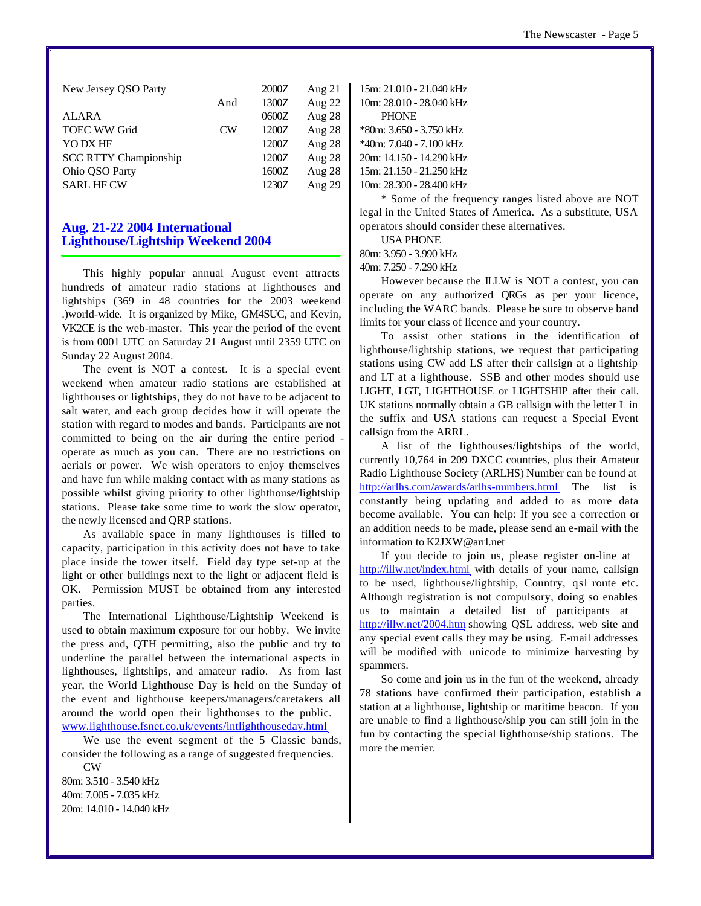| | | | |
|---|---|---|---|
| New Jersey QSO Party | | 2000Z | Aug 21 |
| | And | 1300Z | Aug 22 |
| ALARA | | 0600Z | Aug 28 |
| TOEC WW Grid | CW | 1200Z | Aug 28 |
| YO DX HF | | 1200Z | Aug 28 |
| SCC RTTY Championship | | 1200Z | Aug 28 |
| Ohio QSO Party | | 1600Z | Aug 28 |
| SARL HF CW | | 1230Z | Aug 29 |

## Aug. 21-22 2004 International Lighthouse/Lightship Weekend 2004

This highly popular annual August event attracts hundreds of amateur radio stations at lighthouses and lightships (369 in 48 countries for the 2003 weekend .)world-wide. It is organized by Mike, GM4SUC, and Kevin, VK2CE is the web-master. This year the period of the event is from 0001 UTC on Saturday 21 August until 2359 UTC on Sunday 22 August 2004.

The event is NOT a contest. It is a special event weekend when amateur radio stations are established at lighthouses or lightships, they do not have to be adjacent to salt water, and each group decides how it will operate the station with regard to modes and bands. Participants are not committed to being on the air during the entire period - operate as much as you can. There are no restrictions on aerials or power. We wish operators to enjoy themselves and have fun while making contact with as many stations as possible whilst giving priority to other lighthouse/lightship stations. Please take some time to work the slow operator, the newly licensed and QRP stations.

As available space in many lighthouses is filled to capacity, participation in this activity does not have to take place inside the tower itself. Field day type set-up at the light or other buildings next to the light or adjacent field is OK. Permission MUST be obtained from any interested parties.

The International Lighthouse/Lightship Weekend is used to obtain maximum exposure for our hobby. We invite the press and, QTH permitting, also the public and try to underline the parallel between the international aspects in lighthouses, lightships, and amateur radio. As from last year, the World Lighthouse Day is held on the Sunday of the event and lighthouse keepers/managers/caretakers all around the world open their lighthouses to the public. www.lighthouse.fsnet.co.uk/events/intlighthouseday.html

We use the event segment of the 5 Classic bands, consider the following as a range of suggested frequencies.

CW

80m: 3.510 - 3.540 kHz
40m: 7.005 - 7.035 kHz
20m: 14.010 - 14.040 kHz
15m: 21.010 - 21.040 kHz
10m: 28.010 - 28.040 kHz

PHONE

*80m: 3.650 - 3.750 kHz
*40m: 7.040 - 7.100 kHz
20m: 14.150 - 14.290 kHz
15m: 21.150 - 21.250 kHz
10m: 28.300 - 28.400 kHz

* Some of the frequency ranges listed above are NOT legal in the United States of America. As a substitute, USA operators should consider these alternatives.

USA PHONE

80m: 3.950 - 3.990 kHz
40m: 7.250 - 7.290 kHz

However because the ILLW is NOT a contest, you can operate on any authorized QRGs as per your licence, including the WARC bands. Be sure to observe band limits for your class of licence and your country.

To assist other stations in the identification of lighthouse/lightship stations, we request that participating stations using CW add LS after their callsign at a lightship and LT at a lighthouse. SSB and other modes should use LIGHT, LGT, LIGHTHOUSE or LIGHTSHIP after their call. UK stations normally obtain a GB callsign with the letter L in the suffix and USA stations can request a Special Event callsign from the ARRL.

A list of the lighthouses/lightships of the world, currently 10,764 in 209 DXCC countries, plus their Amateur Radio Lighthouse Society (ARLHS) Number can be found at http://arlhs.com/awards/arlhs-numbers.html The list is constantly being updating and added to as more data become available. You can help: If you see a correction or an addition needs to be made, please send an e-mail with the information to K2JXW@arrl.net

If you decide to join us, please register on-line at http://illw.net/index.html with details of your name, callsign to be used, lighthouse/lightship, Country, qsl route etc. Although registration is not compulsory, doing so enables us to maintain a detailed list of participants at http://illw.net/2004.htm showing QSL address, web site and any special event calls they may be using. E-mail addresses will be modified with unicode to minimize harvesting by spammers.

So come and join us in the fun of the weekend, already 78 stations have confirmed their participation, establish a station at a lighthouse, lightship or maritime beacon. If you are unable to find a lighthouse/ship you can still join in the fun by contacting the special lighthouse/ship stations. The more the merrier.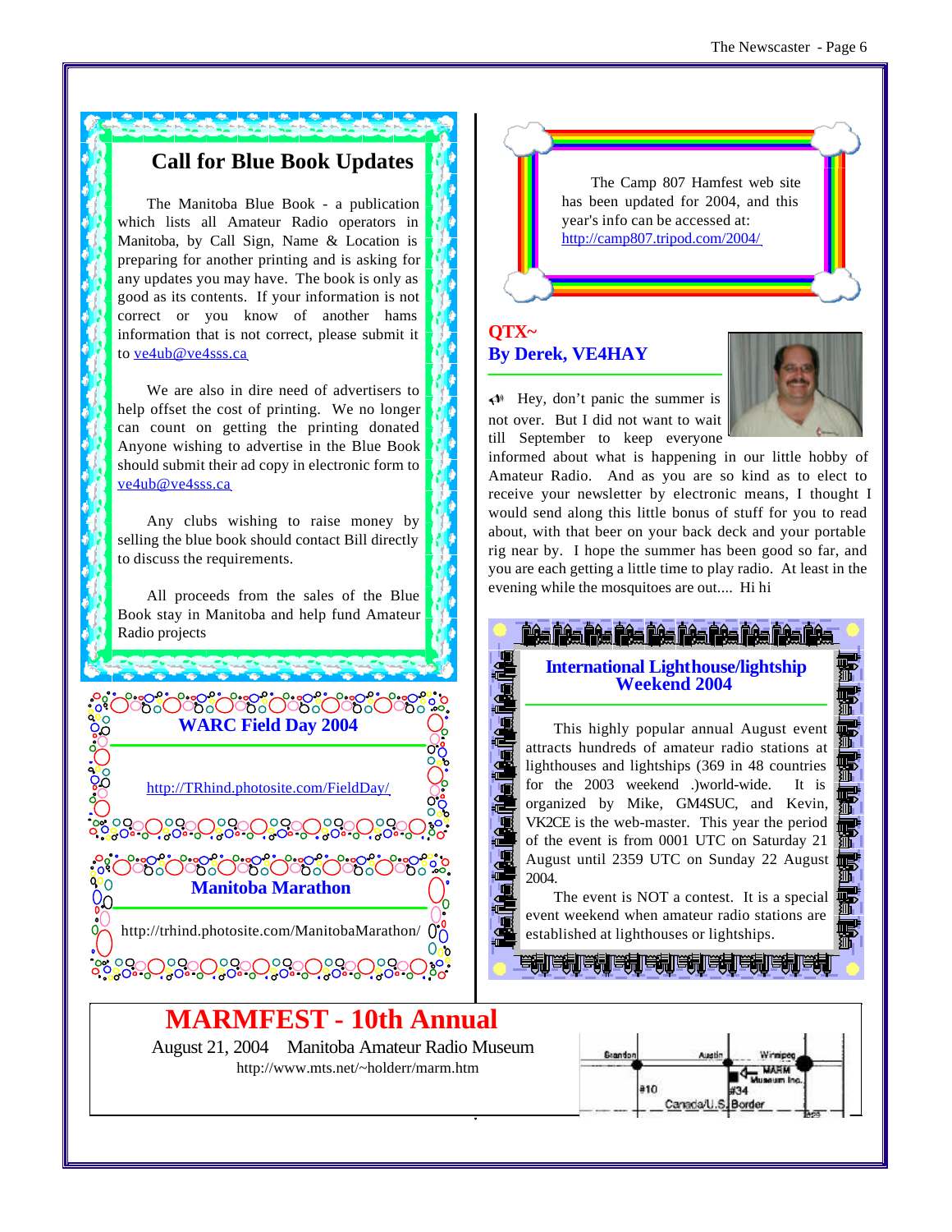## Call for Blue Book Updates

The Manitoba Blue Book - a publication which lists all Amateur Radio operators in Manitoba, by Call Sign, Name & Location is preparing for another printing and is asking for any updates you may have. The book is only as good as its contents. If your information is not correct or you know of another hams information that is not correct, please submit it to ve4ub@ve4sss.ca

We are also in dire need of advertisers to help offset the cost of printing. We no longer can count on getting the printing donated Anyone wishing to advertise in the Blue Book should submit their ad copy in electronic form to ve4ub@ve4sss.ca

Any clubs wishing to raise money by selling the blue book should contact Bill directly to discuss the requirements.

All proceeds from the sales of the Blue Book stay in Manitoba and help fund Amateur Radio projects

## WARC Field Day 2004

http://TRhind.photosite.com/FieldDay/

## Manitoba Marathon

http://trhind.photosite.com/ManitobaMarathon/

---

The Camp 807 Hamfest web site has been updated for 2004, and this year's info can be accessed at: http://camp807.tripod.com/2004/

## QTX~
## By Derek, VE4HAY

Hey, don't panic the summer is not over. But I did not want to wait till September to keep everyone informed about what is happening in our little hobby of Amateur Radio. And as you are so kind as to elect to receive your newsletter by electronic means, I thought I would send along this little bonus of stuff for you to read about, with that beer on your back deck and your portable rig near by. I hope the summer has been good so far, and you are each getting a little time to play radio. At least in the evening while the mosquitoes are out.... Hi hi

## International Lighthouse/lightship Weekend 2004

This highly popular annual August event attracts hundreds of amateur radio stations at lighthouses and lightships (369 in 48 countries for the 2003 weekend .)world-wide. It is organized by Mike, GM4SUC, and Kevin, VK2CE is the web-master. This year the period of the event is from 0001 UTC on Saturday 21 August until 2359 UTC on Sunday 22 August 2004.

The event is NOT a contest. It is a special event weekend when amateur radio stations are established at lighthouses or lightships.

## MARMFEST - 10th Annual

August 21, 2004 Manitoba Amateur Radio Museum

http://www.mts.net/~holderr/marm.htm

Brandon
Austin
Winnipeg
MARM Museum Inc.
#10
#34
Canada/U.S. Border